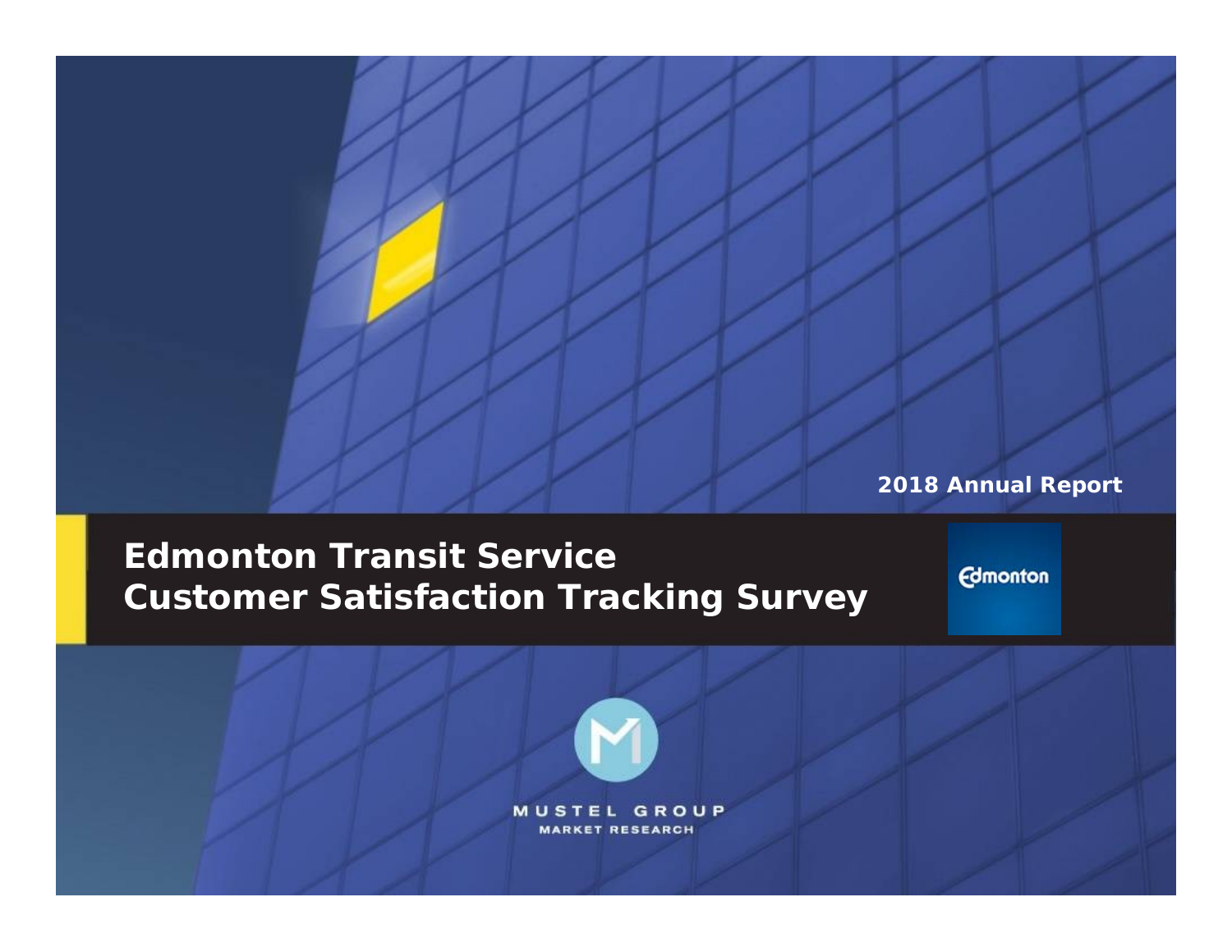2018 Annual Report

# Edmonton Transit Service Customer Satisfaction Tracking Survey

Edmonton

MUSTEL GROUP
MARKET RESEARCH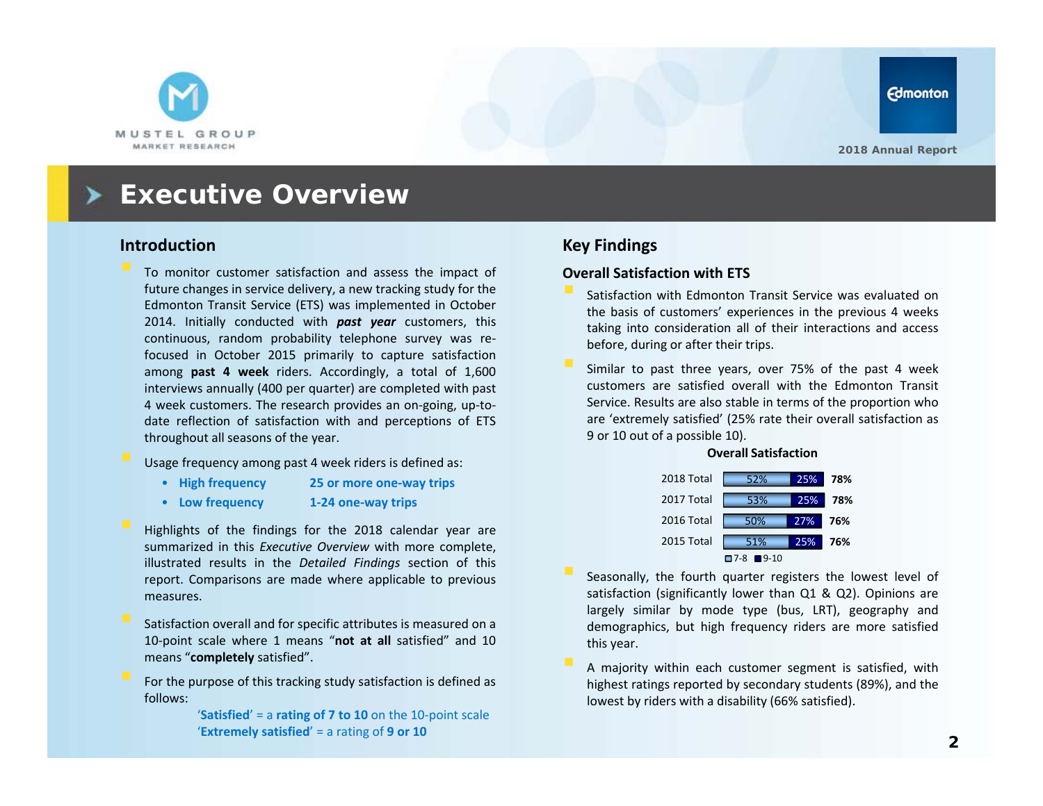# Executive Overview

## Introduction

- To monitor customer satisfaction and assess the impact of future changes in service delivery, a new tracking study for the Edmonton Transit Service (ETS) was implemented in October 2014. Initially conducted with ***past year*** customers, this continuous, random probability telephone survey was re-focused in October 2015 primarily to capture satisfaction among **past 4 week** riders. Accordingly, a total of 1,600 interviews annually (400 per quarter) are completed with past 4 week customers. The research provides an on-going, up-to-date reflection of satisfaction with and perceptions of ETS throughout all seasons of the year.

- Usage frequency among past 4 week riders is defined as:
  - **High frequency** — **25 or more one-way trips**
  - **Low frequency** — **1-24 one-way trips**

- Highlights of the findings for the 2018 calendar year are summarized in this *Executive Overview* with more complete, illustrated results in the *Detailed Findings* section of this report. Comparisons are made where applicable to previous measures.

- Satisfaction overall and for specific attributes is measured on a 10-point scale where 1 means "**not at all** satisfied" and 10 means "**completely** satisfied".

- For the purpose of this tracking study satisfaction is defined as follows:

  '**Satisfied**' = a **rating of 7 to 10** on the 10-point scale
  '**Extremely satisfied**' = a rating of **9 or 10**

## Key Findings

### Overall Satisfaction with ETS

- Satisfaction with Edmonton Transit Service was evaluated on the basis of customers' experiences in the previous 4 weeks taking into consideration all of their interactions and access before, during or after their trips.

- Similar to past three years, over 75% of the past 4 week customers are satisfied overall with the Edmonton Transit Service. Results are also stable in terms of the proportion who are 'extremely satisfied' (25% rate their overall satisfaction as 9 or 10 out of a possible 10).

**Overall Satisfaction**

| | 7-8 | 9-10 | Total |
|---|---|---|---|
| 2018 Total | 52% | 25% | **78%** |
| 2017 Total | 53% | 25% | **78%** |
| 2016 Total | 50% | 27% | **76%** |
| 2015 Total | 51% | 25% | **76%** |

- Seasonally, the fourth quarter registers the lowest level of satisfaction (significantly lower than Q1 & Q2). Opinions are largely similar by mode type (bus, LRT), geography and demographics, but high frequency riders are more satisfied this year.

- A majority within each customer segment is satisfied, with highest ratings reported by secondary students (89%), and the lowest by riders with a disability (66% satisfied).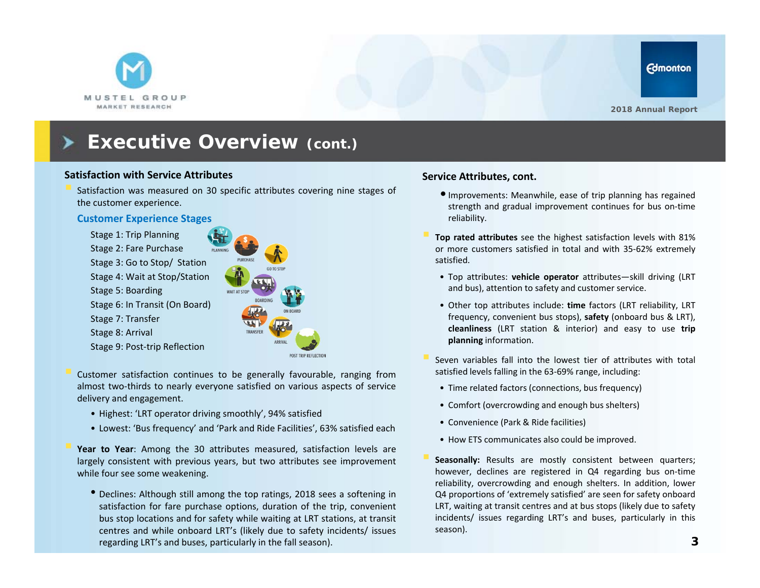# Executive Overview (cont.)

## Satisfaction with Service Attributes

- Satisfaction was measured on 30 specific attributes covering nine stages of the customer experience.

### Customer Experience Stages

Stage 1: Trip Planning
Stage 2: Fare Purchase
Stage 3: Go to Stop/ Station
Stage 4: Wait at Stop/Station
Stage 5: Boarding
Stage 6: In Transit (On Board)
Stage 7: Transfer
Stage 8: Arrival
Stage 9: Post-trip Reflection

- Customer satisfaction continues to be generally favourable, ranging from almost two-thirds to nearly everyone satisfied on various aspects of service delivery and engagement.
  - Highest: 'LRT operator driving smoothly', 94% satisfied
  - Lowest: 'Bus frequency' and 'Park and Ride Facilities', 63% satisfied each
- **Year to Year**: Among the 30 attributes measured, satisfaction levels are largely consistent with previous years, but two attributes see improvement while four see some weakening.
  - Declines: Although still among the top ratings, 2018 sees a softening in satisfaction for fare purchase options, duration of the trip, convenient bus stop locations and for safety while waiting at LRT stations, at transit centres and while onboard LRT's (likely due to safety incidents/ issues regarding LRT's and buses, particularly in the fall season).

## Service Attributes, cont.

  - Improvements: Meanwhile, ease of trip planning has regained strength and gradual improvement continues for bus on-time reliability.
- **Top rated attributes** see the highest satisfaction levels with 81% or more customers satisfied in total and with 35-62% extremely satisfied.
  - Top attributes: **vehicle operator** attributes—skill driving (LRT and bus), attention to safety and customer service.
  - Other top attributes include: **time** factors (LRT reliability, LRT frequency, convenient bus stops), **safety** (onboard bus & LRT), **cleanliness** (LRT station & interior) and easy to use **trip planning** information.
- Seven variables fall into the lowest tier of attributes with total satisfied levels falling in the 63-69% range, including:
  - Time related factors (connections, bus frequency)
  - Comfort (overcrowding and enough bus shelters)
  - Convenience (Park & Ride facilities)
  - How ETS communicates also could be improved.
- **Seasonally:** Results are mostly consistent between quarters; however, declines are registered in Q4 regarding bus on-time reliability, overcrowding and enough shelters. In addition, lower Q4 proportions of 'extremely satisfied' are seen for safety onboard LRT, waiting at transit centres and at bus stops (likely due to safety incidents/ issues regarding LRT's and buses, particularly in this season).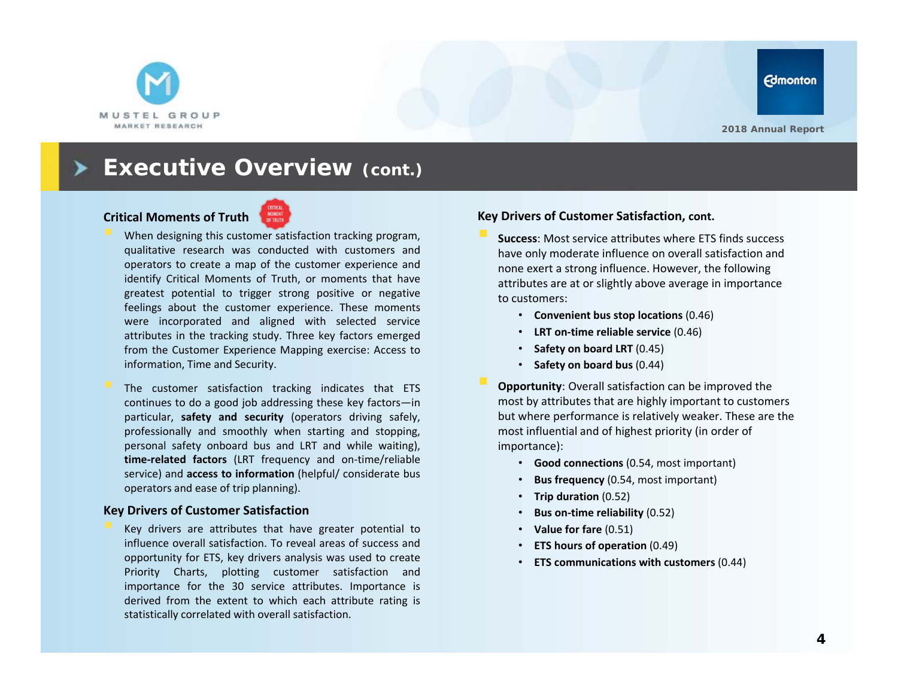# Executive Overview (cont.)

### Critical Moments of Truth

- When designing this customer satisfaction tracking program, qualitative research was conducted with customers and operators to create a map of the customer experience and identify Critical Moments of Truth, or moments that have greatest potential to trigger strong positive or negative feelings about the customer experience. These moments were incorporated and aligned with selected service attributes in the tracking study. Three key factors emerged from the Customer Experience Mapping exercise: Access to information, Time and Security.

- The customer satisfaction tracking indicates that ETS continues to do a good job addressing these key factors—in particular, **safety and security** (operators driving safely, professionally and smoothly when starting and stopping, personal safety onboard bus and LRT and while waiting), **time-related factors** (LRT frequency and on-time/reliable service) and **access to information** (helpful/ considerate bus operators and ease of trip planning).

### Key Drivers of Customer Satisfaction

- Key drivers are attributes that have greater potential to influence overall satisfaction. To reveal areas of success and opportunity for ETS, key drivers analysis was used to create Priority Charts, plotting customer satisfaction and importance for the 30 service attributes. Importance is derived from the extent to which each attribute rating is statistically correlated with overall satisfaction.

### Key Drivers of Customer Satisfaction, cont.

- **Success**: Most service attributes where ETS finds success have only moderate influence on overall satisfaction and none exert a strong influence. However, the following attributes are at or slightly above average in importance to customers:
  - **Convenient bus stop locations** (0.46)
  - **LRT on-time reliable service** (0.46)
  - **Safety on board LRT** (0.45)
  - **Safety on board bus** (0.44)

- **Opportunity**: Overall satisfaction can be improved the most by attributes that are highly important to customers but where performance is relatively weaker. These are the most influential and of highest priority (in order of importance):
  - **Good connections** (0.54, most important)
  - **Bus frequency** (0.54, most important)
  - **Trip duration** (0.52)
  - **Bus on-time reliability** (0.52)
  - **Value for fare** (0.51)
  - **ETS hours of operation** (0.49)
  - **ETS communications with customers** (0.44)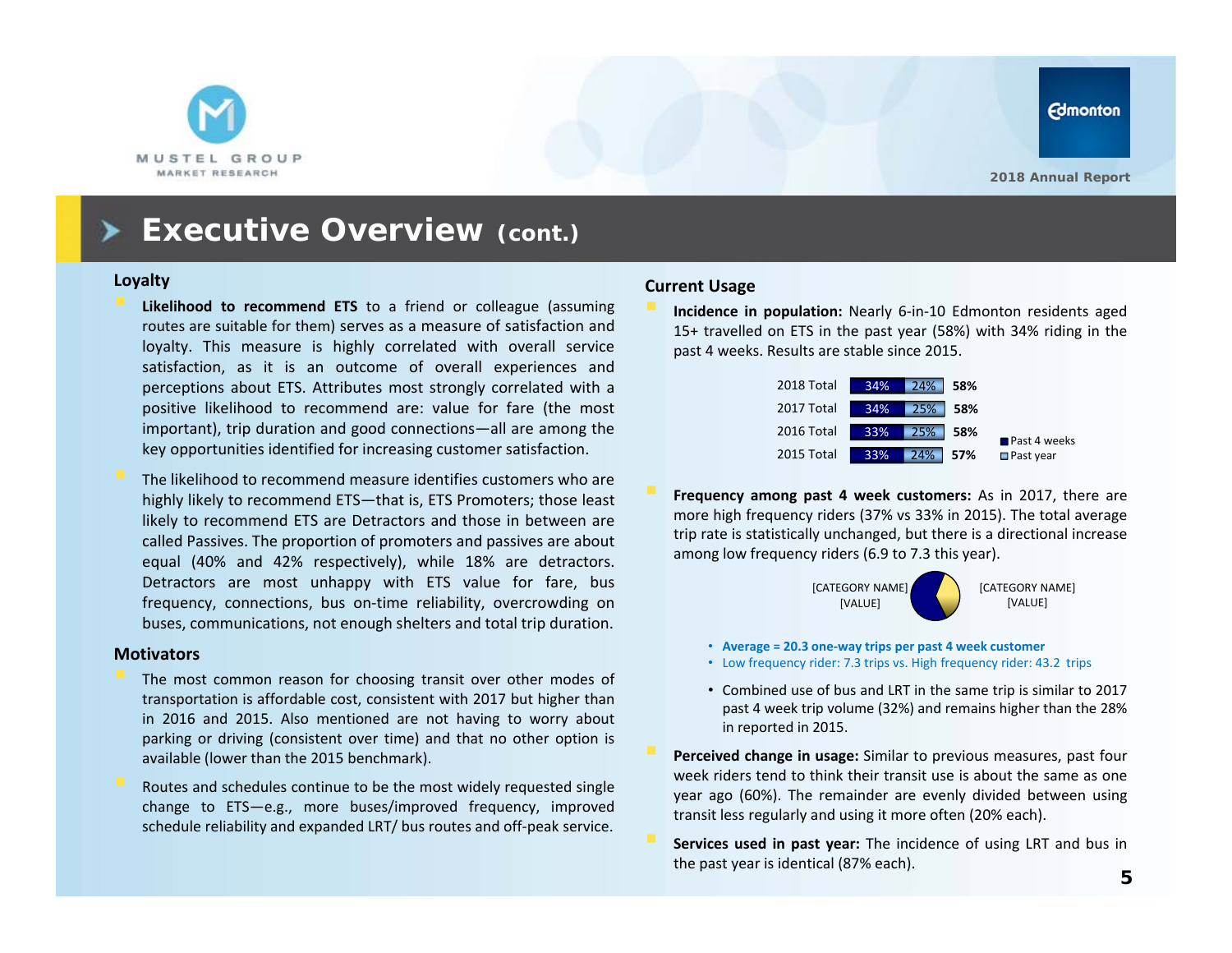# Executive Overview (cont.)

## Loyalty

- **Likelihood to recommend ETS** to a friend or colleague (assuming routes are suitable for them) serves as a measure of satisfaction and loyalty. This measure is highly correlated with overall service satisfaction, as it is an outcome of overall experiences and perceptions about ETS. Attributes most strongly correlated with a positive likelihood to recommend are: value for fare (the most important), trip duration and good connections—all are among the key opportunities identified for increasing customer satisfaction.
- The likelihood to recommend measure identifies customers who are highly likely to recommend ETS—that is, ETS Promoters; those least likely to recommend ETS are Detractors and those in between are called Passives. The proportion of promoters and passives are about equal (40% and 42% respectively), while 18% are detractors. Detractors are most unhappy with ETS value for fare, bus frequency, connections, bus on-time reliability, overcrowding on buses, communications, not enough shelters and total trip duration.

## Motivators

- The most common reason for choosing transit over other modes of transportation is affordable cost, consistent with 2017 but higher than in 2016 and 2015. Also mentioned are not having to worry about parking or driving (consistent over time) and that no other option is available (lower than the 2015 benchmark).
- Routes and schedules continue to be the most widely requested single change to ETS—e.g., more buses/improved frequency, improved schedule reliability and expanded LRT/ bus routes and off-peak service.

## Current Usage

- **Incidence in population:** Nearly 6-in-10 Edmonton residents aged 15+ travelled on ETS in the past year (58%) with 34% riding in the past 4 weeks. Results are stable since 2015.

| | Past 4 weeks | Past year | Total |
|---|---|---|---|
| 2018 Total | 34% | 24% | 58% |
| 2017 Total | 34% | 25% | 58% |
| 2016 Total | 33% | 25% | 58% |
| 2015 Total | 33% | 24% | 57% |

- **Frequency among past 4 week customers:** As in 2017, there are more high frequency riders (37% vs 33% in 2015). The total average trip rate is statistically unchanged, but there is a directional increase among low frequency riders (6.9 to 7.3 this year).

[CATEGORY NAME] [VALUE] [CATEGORY NAME] [VALUE]

  - **Average = 20.3 one-way trips per past 4 week customer**
  - Low frequency rider: 7.3 trips vs. High frequency rider: 43.2 trips
  - Combined use of bus and LRT in the same trip is similar to 2017 past 4 week trip volume (32%) and remains higher than the 28% in reported in 2015.

- **Perceived change in usage:** Similar to previous measures, past four week riders tend to think their transit use is about the same as one year ago (60%). The remainder are evenly divided between using transit less regularly and using it more often (20% each).
- **Services used in past year:** The incidence of using LRT and bus in the past year is identical (87% each).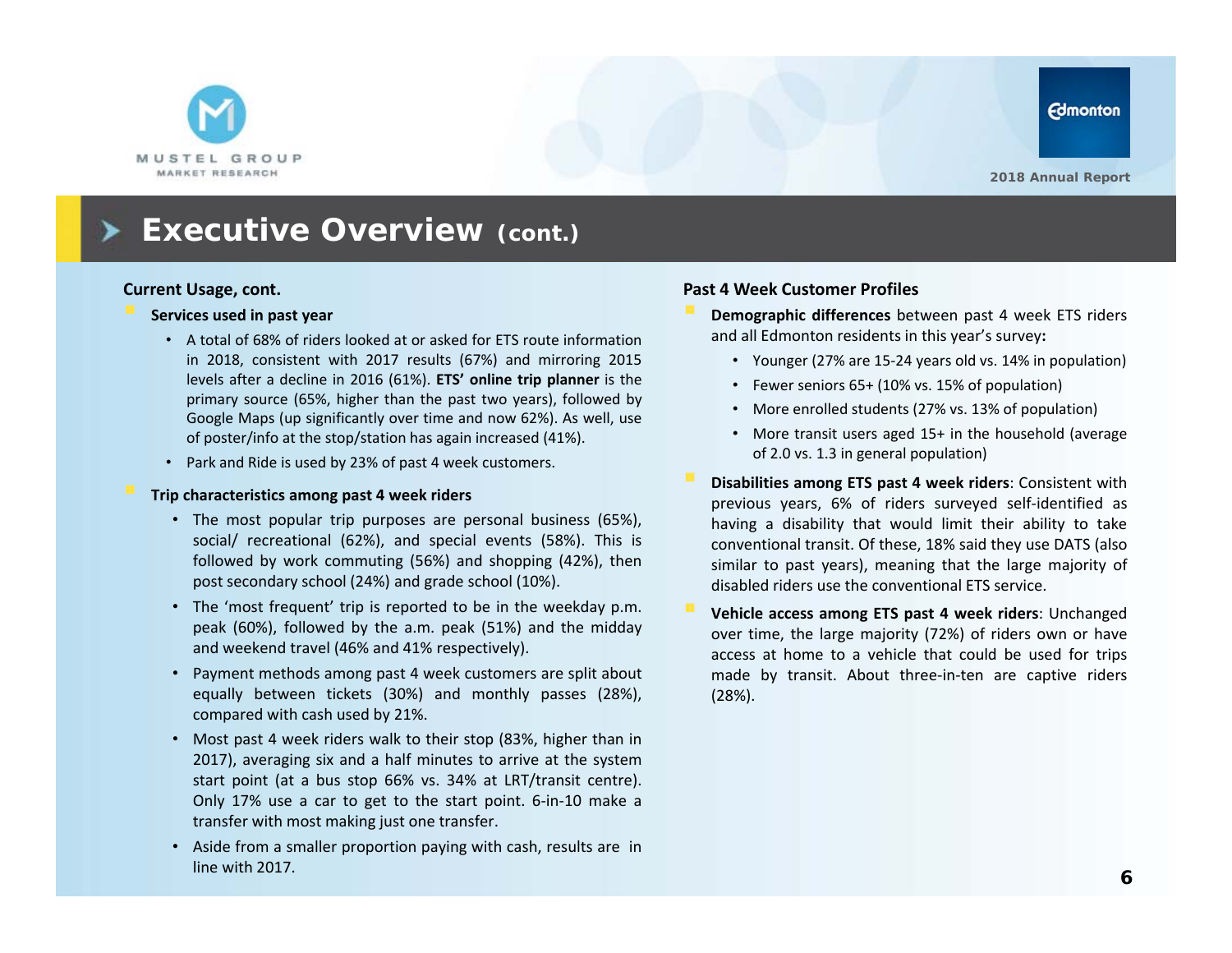# Executive Overview (cont.)

### Current Usage, cont.

- **Services used in past year**
  - A total of 68% of riders looked at or asked for ETS route information in 2018, consistent with 2017 results (67%) and mirroring 2015 levels after a decline in 2016 (61%). **ETS' online trip planner** is the primary source (65%, higher than the past two years), followed by Google Maps (up significantly over time and now 62%). As well, use of poster/info at the stop/station has again increased (41%).
  - Park and Ride is used by 23% of past 4 week customers.

- **Trip characteristics among past 4 week riders**
  - The most popular trip purposes are personal business (65%), social/ recreational (62%), and special events (58%). This is followed by work commuting (56%) and shopping (42%), then post secondary school (24%) and grade school (10%).
  - The 'most frequent' trip is reported to be in the weekday p.m. peak (60%), followed by the a.m. peak (51%) and the midday and weekend travel (46% and 41% respectively).
  - Payment methods among past 4 week customers are split about equally between tickets (30%) and monthly passes (28%), compared with cash used by 21%.
  - Most past 4 week riders walk to their stop (83%, higher than in 2017), averaging six and a half minutes to arrive at the system start point (at a bus stop 66% vs. 34% at LRT/transit centre). Only 17% use a car to get to the start point. 6-in-10 make a transfer with most making just one transfer.
  - Aside from a smaller proportion paying with cash, results are in line with 2017.

### Past 4 Week Customer Profiles

- **Demographic differences** between past 4 week ETS riders and all Edmonton residents in this year's survey**:**
  - Younger (27% are 15-24 years old vs. 14% in population)
  - Fewer seniors 65+ (10% vs. 15% of population)
  - More enrolled students (27% vs. 13% of population)
  - More transit users aged 15+ in the household (average of 2.0 vs. 1.3 in general population)
- **Disabilities among ETS past 4 week riders**: Consistent with previous years, 6% of riders surveyed self-identified as having a disability that would limit their ability to take conventional transit. Of these, 18% said they use DATS (also similar to past years), meaning that the large majority of disabled riders use the conventional ETS service.
- **Vehicle access among ETS past 4 week riders**: Unchanged over time, the large majority (72%) of riders own or have access at home to a vehicle that could be used for trips made by transit. About three-in-ten are captive riders (28%).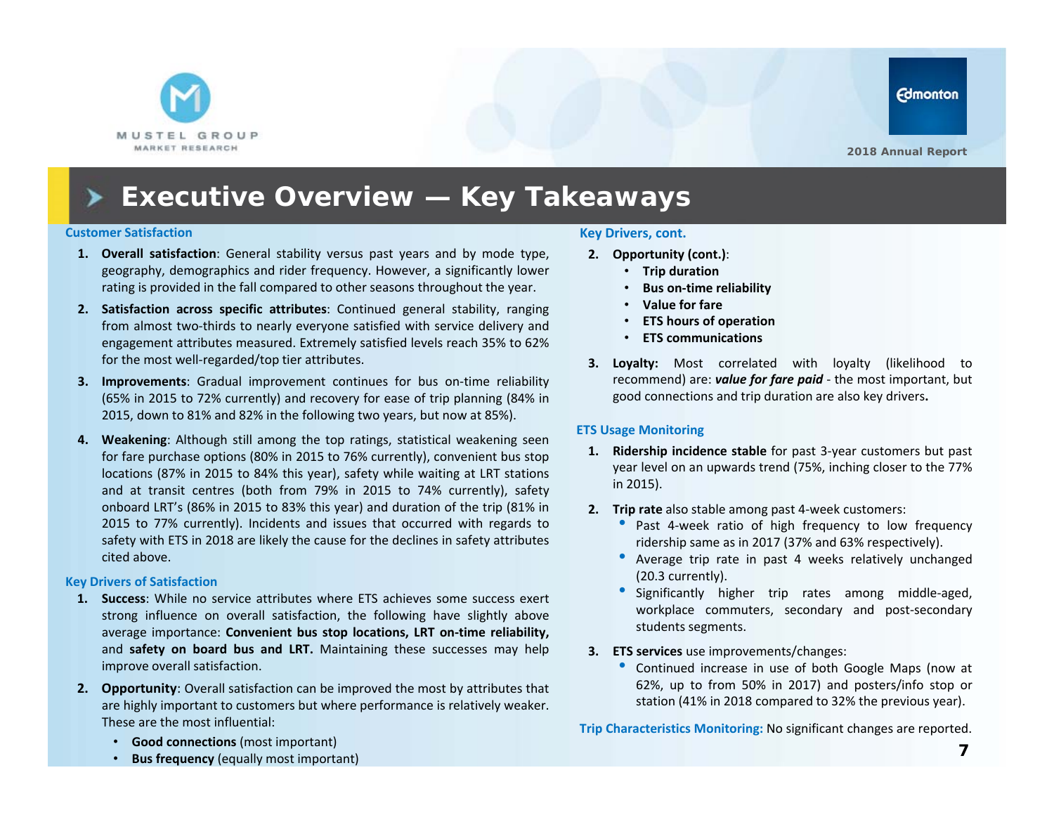# Executive Overview — Key Takeaways

### Customer Satisfaction

1. **Overall satisfaction**: General stability versus past years and by mode type, geography, demographics and rider frequency. However, a significantly lower rating is provided in the fall compared to other seasons throughout the year.
2. **Satisfaction across specific attributes**: Continued general stability, ranging from almost two-thirds to nearly everyone satisfied with service delivery and engagement attributes measured. Extremely satisfied levels reach 35% to 62% for the most well-regarded/top tier attributes.
3. **Improvements**: Gradual improvement continues for bus on-time reliability (65% in 2015 to 72% currently) and recovery for ease of trip planning (84% in 2015, down to 81% and 82% in the following two years, but now at 85%).
4. **Weakening**: Although still among the top ratings, statistical weakening seen for fare purchase options (80% in 2015 to 76% currently), convenient bus stop locations (87% in 2015 to 84% this year), safety while waiting at LRT stations and at transit centres (both from 79% in 2015 to 74% currently), safety onboard LRT's (86% in 2015 to 83% this year) and duration of the trip (81% in 2015 to 77% currently). Incidents and issues that occurred with regards to safety with ETS in 2018 are likely the cause for the declines in safety attributes cited above.

### Key Drivers of Satisfaction

1. **Success**: While no service attributes where ETS achieves some success exert strong influence on overall satisfaction, the following have slightly above average importance: **Convenient bus stop locations, LRT on-time reliability,** and **safety on board bus and LRT.** Maintaining these successes may help improve overall satisfaction.
2. **Opportunity**: Overall satisfaction can be improved the most by attributes that are highly important to customers but where performance is relatively weaker. These are the most influential:
   - **Good connections** (most important)
   - **Bus frequency** (equally most important)

### Key Drivers, cont.

2. **Opportunity (cont.)**:
   - **Trip duration**
   - **Bus on-time reliability**
   - **Value for fare**
   - **ETS hours of operation**
   - **ETS communications**
3. **Loyalty:** Most correlated with loyalty (likelihood to recommend) are: ***value for fare paid*** - the most important, but good connections and trip duration are also key drivers**.**

### ETS Usage Monitoring

1. **Ridership incidence stable** for past 3-year customers but past year level on an upwards trend (75%, inching closer to the 77% in 2015).
2. **Trip rate** also stable among past 4-week customers:
   - Past 4-week ratio of high frequency to low frequency ridership same as in 2017 (37% and 63% respectively).
   - Average trip rate in past 4 weeks relatively unchanged (20.3 currently).
   - Significantly higher trip rates among middle-aged, workplace commuters, secondary and post-secondary students segments.
3. **ETS services** use improvements/changes:
   - Continued increase in use of both Google Maps (now at 62%, up to from 50% in 2017) and posters/info stop or station (41% in 2018 compared to 32% the previous year).

**Trip Characteristics Monitoring:** No significant changes are reported.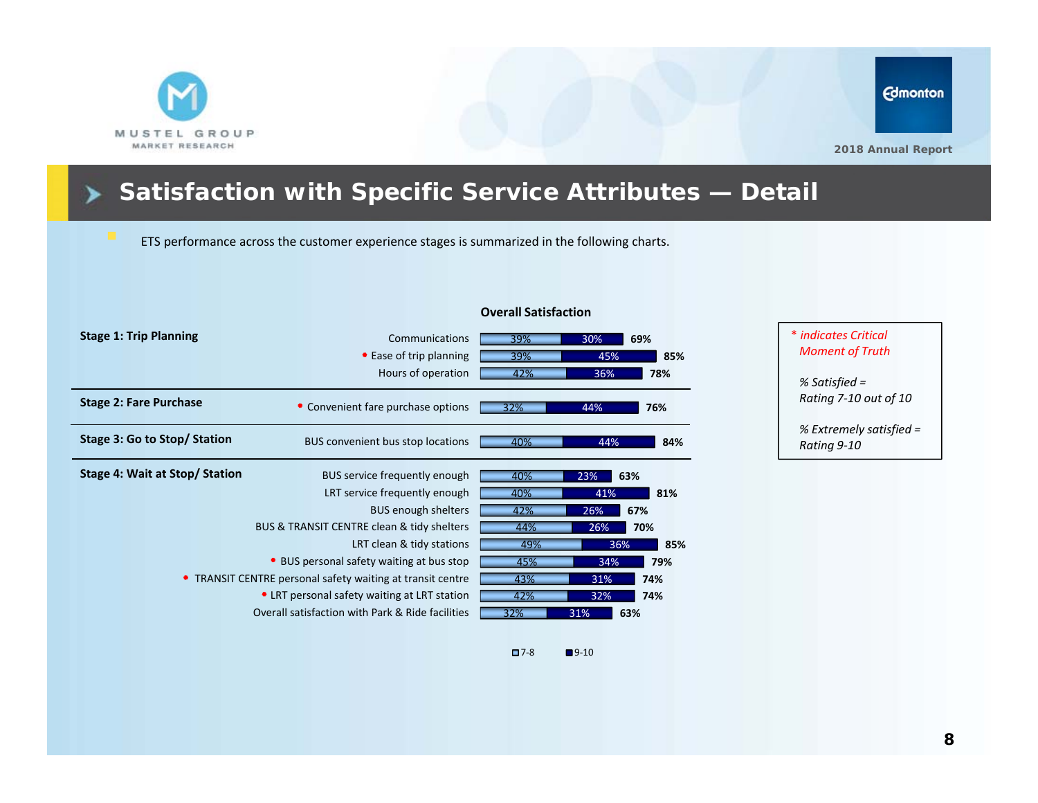## Satisfaction with Specific Service Attributes — Detail

- ETS performance across the customer experience stages is summarized in the following charts.

**Overall Satisfaction**

| Stage | Attribute | 7-8 | 9-10 | % Satisfied |
|---|---|---|---|---|
| **Stage 1: Trip Planning** | Communications | 39% | 30% | 69% |
| | * Ease of trip planning | 39% | 45% | 85% |
| | Hours of operation | 42% | 36% | 78% |
| **Stage 2: Fare Purchase** | * Convenient fare purchase options | 32% | 44% | 76% |
| **Stage 3: Go to Stop/ Station** | BUS convenient bus stop locations | 40% | 44% | 84% |
| **Stage 4: Wait at Stop/ Station** | BUS service frequently enough | 40% | 23% | 63% |
| | LRT service frequently enough | 40% | 41% | 81% |
| | BUS enough shelters | 42% | 26% | 67% |
| | BUS & TRANSIT CENTRE clean & tidy shelters | 44% | 26% | 70% |
| | LRT clean & tidy stations | 49% | 36% | 85% |
| | * BUS personal safety waiting at bus stop | 45% | 34% | 79% |
| | * TRANSIT CENTRE personal safety waiting at transit centre | 43% | 31% | 74% |
| | * LRT personal safety waiting at LRT station | 42% | 32% | 74% |
| | Overall satisfaction with Park & Ride facilities | 32% | 31% | 63% |

*\* indicates Critical Moment of Truth*

*% Satisfied = Rating 7-10 out of 10*

*% Extremely satisfied = Rating 9-10*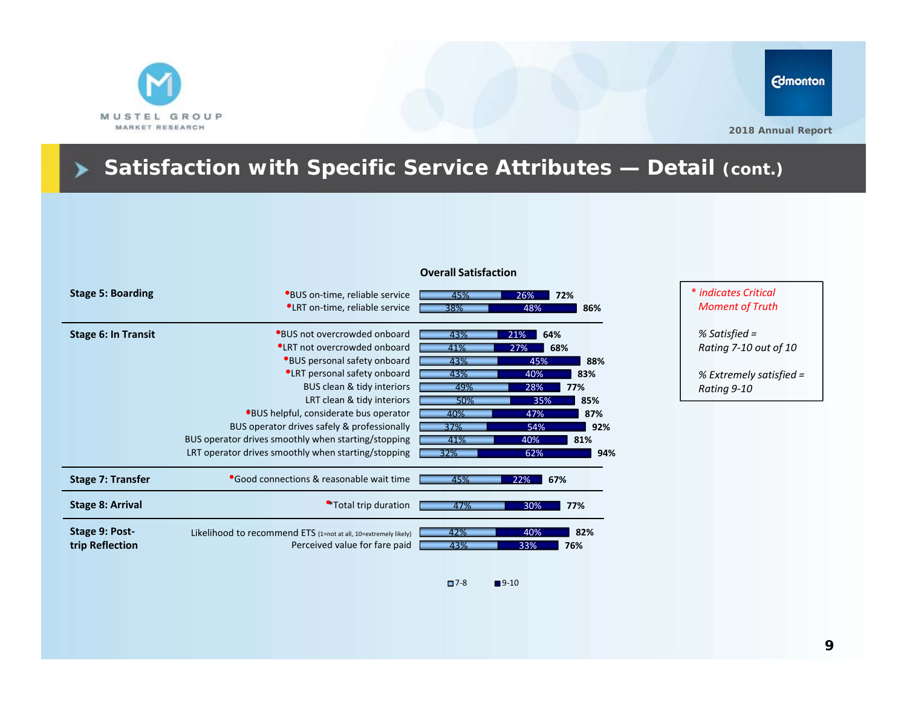MUSTEL GROUP
MARKET RESEARCH

Edmonton

2018 Annual Report

# Satisfaction with Specific Service Attributes — Detail (cont.)

**Overall Satisfaction**

| Stage | Attribute | 7-8 | 9-10 | % Satisfied |
|---|---|---|---|---|
| **Stage 5: Boarding** | *BUS on-time, reliable service | 45% | 26% | 72% |
| | *LRT on-time, reliable service | 38% | 48% | 86% |
| **Stage 6: In Transit** | *BUS not overcrowded onboard | 43% | 21% | 64% |
| | *LRT not overcrowded onboard | 41% | 27% | 68% |
| | *BUS personal safety onboard | 43% | 45% | 88% |
| | *LRT personal safety onboard | 43% | 40% | 83% |
| | BUS clean & tidy interiors | 49% | 28% | 77% |
| | LRT clean & tidy interiors | 50% | 35% | 85% |
| | *BUS helpful, considerate bus operator | 40% | 47% | 87% |
| | BUS operator drives safely & professionally | 37% | 54% | 92% |
| | BUS operator drives smoothly when starting/stopping | 41% | 40% | 81% |
| | LRT operator drives smoothly when starting/stopping | 32% | 62% | 94% |
| **Stage 7: Transfer** | *Good connections & reasonable wait time | 45% | 22% | 67% |
| **Stage 8: Arrival** | *Total trip duration | 47% | 30% | 77% |
| **Stage 9: Post-trip Reflection** | Likelihood to recommend ETS (1=not at all, 10=extremely likely) | 42% | 40% | 82% |
| | Perceived value for fare paid | 43% | 33% | 76% |

*\* indicates Critical Moment of Truth*

*% Satisfied = Rating 7-10 out of 10*

*% Extremely satisfied = Rating 9-10*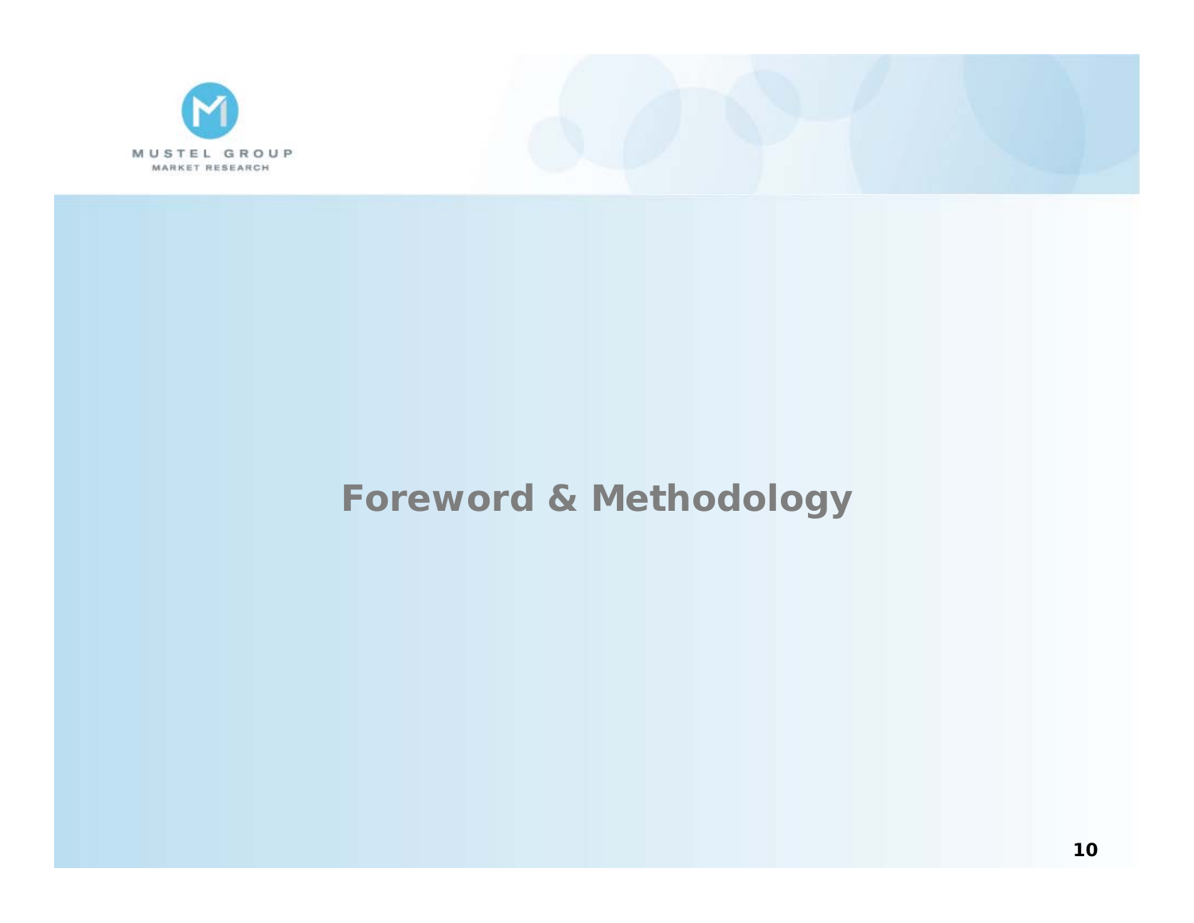# Foreword & Methodology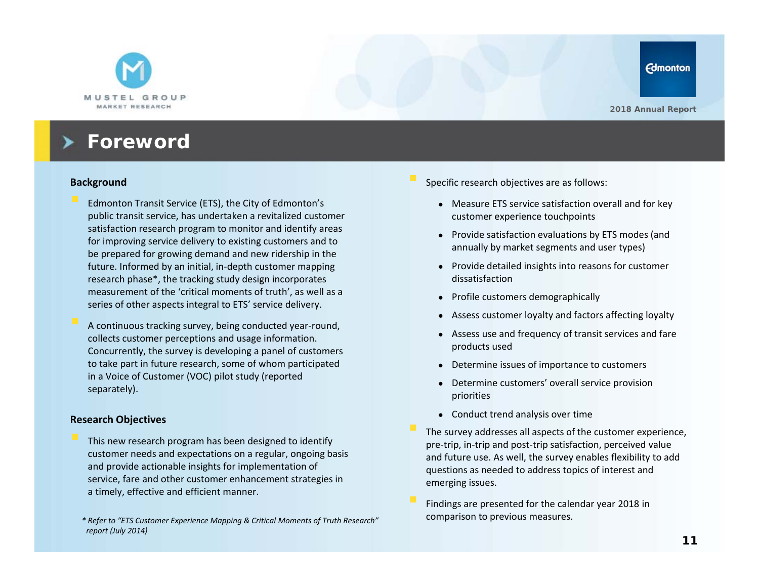# Foreword

## Background

- Edmonton Transit Service (ETS), the City of Edmonton's public transit service, has undertaken a revitalized customer satisfaction research program to monitor and identify areas for improving service delivery to existing customers and to be prepared for growing demand and new ridership in the future. Informed by an initial, in-depth customer mapping research phase*, the tracking study design incorporates measurement of the 'critical moments of truth', as well as a series of other aspects integral to ETS' service delivery.

- A continuous tracking survey, being conducted year-round, collects customer perceptions and usage information. Concurrently, the survey is developing a panel of customers to take part in future research, some of whom participated in a Voice of Customer (VOC) pilot study (reported separately).

## Research Objectives

- This new research program has been designed to identify customer needs and expectations on a regular, ongoing basis and provide actionable insights for implementation of service, fare and other customer enhancement strategies in a timely, effective and efficient manner.

*\* Refer to "ETS Customer Experience Mapping & Critical Moments of Truth Research" report (July 2014)*

- Specific research objectives are as follows:
  - Measure ETS service satisfaction overall and for key customer experience touchpoints
  - Provide satisfaction evaluations by ETS modes (and annually by market segments and user types)
  - Provide detailed insights into reasons for customer dissatisfaction
  - Profile customers demographically
  - Assess customer loyalty and factors affecting loyalty
  - Assess use and frequency of transit services and fare products used
  - Determine issues of importance to customers
  - Determine customers' overall service provision priorities
  - Conduct trend analysis over time

- The survey addresses all aspects of the customer experience, pre-trip, in-trip and post-trip satisfaction, perceived value and future use. As well, the survey enables flexibility to add questions as needed to address topics of interest and emerging issues.

- Findings are presented for the calendar year 2018 in comparison to previous measures.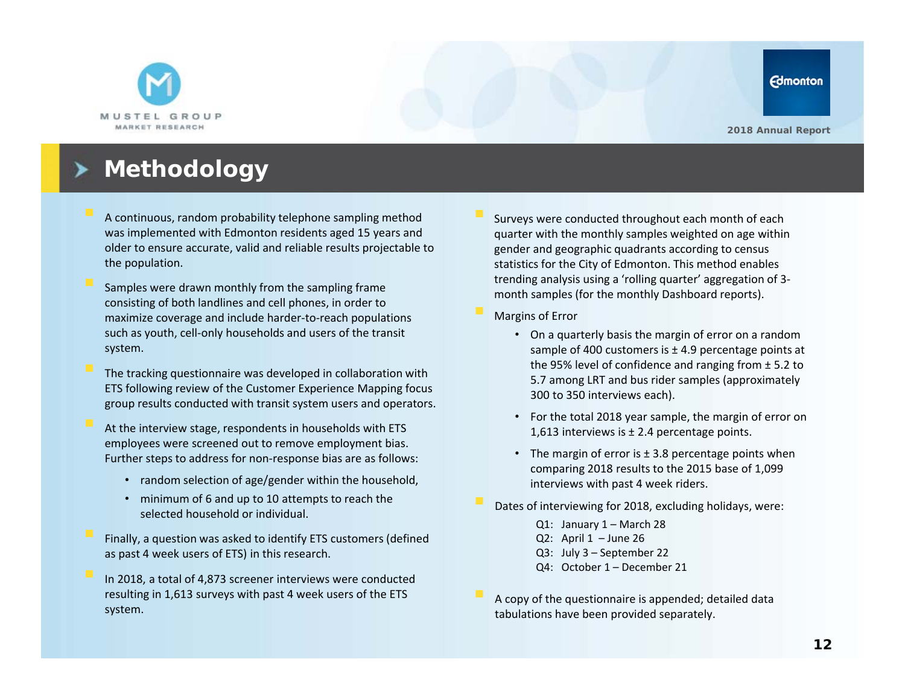# Methodology

- A continuous, random probability telephone sampling method was implemented with Edmonton residents aged 15 years and older to ensure accurate, valid and reliable results projectable to the population.
- Samples were drawn monthly from the sampling frame consisting of both landlines and cell phones, in order to maximize coverage and include harder-to-reach populations such as youth, cell-only households and users of the transit system.
- The tracking questionnaire was developed in collaboration with ETS following review of the Customer Experience Mapping focus group results conducted with transit system users and operators.
- At the interview stage, respondents in households with ETS employees were screened out to remove employment bias. Further steps to address for non-response bias are as follows:
  - random selection of age/gender within the household,
  - minimum of 6 and up to 10 attempts to reach the selected household or individual.
- Finally, a question was asked to identify ETS customers (defined as past 4 week users of ETS) in this research.
- In 2018, a total of 4,873 screener interviews were conducted resulting in 1,613 surveys with past 4 week users of the ETS system.
- Surveys were conducted throughout each month of each quarter with the monthly samples weighted on age within gender and geographic quadrants according to census statistics for the City of Edmonton. This method enables trending analysis using a 'rolling quarter' aggregation of 3-month samples (for the monthly Dashboard reports).
- Margins of Error
  - On a quarterly basis the margin of error on a random sample of 400 customers is ± 4.9 percentage points at the 95% level of confidence and ranging from ± 5.2 to 5.7 among LRT and bus rider samples (approximately 300 to 350 interviews each).
  - For the total 2018 year sample, the margin of error on 1,613 interviews is ± 2.4 percentage points.
  - The margin of error is ± 3.8 percentage points when comparing 2018 results to the 2015 base of 1,099 interviews with past 4 week riders.
- Dates of interviewing for 2018, excluding holidays, were:

  Q1: January 1 – March 28
  Q2: April 1 – June 26
  Q3: July 3 – September 22
  Q4: October 1 – December 21

- A copy of the questionnaire is appended; detailed data tabulations have been provided separately.